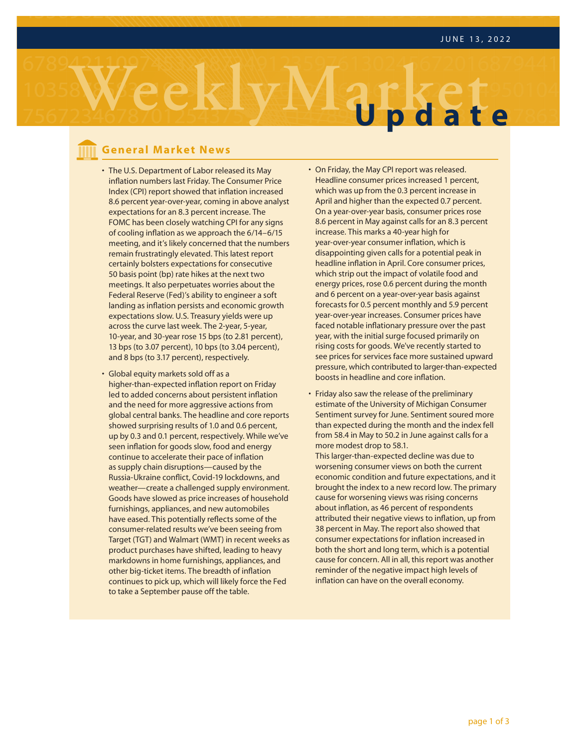JUNE 13, 2022

# Weekly Market Update

## General Market News

- The U.S. Department of Labor released its May inflation numbers last Friday. The Consumer Price Index (CPI) report showed that inflation increased 8.6 percent year-over-year, coming in above analyst expectations for an 8.3 percent increase. The FOMC has been closely watching CPI for any signs of cooling inflation as we approach the 6/14–6/15 meeting, and it's likely concerned that the numbers remain frustratingly elevated. This latest report certainly bolsters expectations for consecutive 50 basis point (bp) rate hikes at the next two meetings. It also perpetuates worries about the Federal Reserve (Fed)'s ability to engineer a soft landing as inflation persists and economic growth expectations slow. U.S. Treasury yields were up across the curve last week. The 2-year, 5-year, 10-year, and 30-year rose 15 bps (to 2.81 percent), 13 bps (to 3.07 percent), 10 bps (to 3.04 percent), and 8 bps (to 3.17 percent), respectively.

- Global equity markets sold off as a higher-than-expected inflation report on Friday led to added concerns about persistent inflation and the need for more aggressive actions from global central banks. The headline and core reports showed surprising results of 1.0 and 0.6 percent, up by 0.3 and 0.1 percent, respectively. While we've seen inflation for goods slow, food and energy continue to accelerate their pace of inflation as supply chain disruptions—caused by the Russia-Ukraine conflict, Covid-19 lockdowns, and weather—create a challenged supply environment. Goods have slowed as price increases of household furnishings, appliances, and new automobiles have eased. This potentially reflects some of the consumer-related results we've been seeing from Target (TGT) and Walmart (WMT) in recent weeks as product purchases have shifted, leading to heavy markdowns in home furnishings, appliances, and other big-ticket items. The breadth of inflation continues to pick up, which will likely force the Fed to take a September pause off the table.

- On Friday, the May CPI report was released. Headline consumer prices increased 1 percent, which was up from the 0.3 percent increase in April and higher than the expected 0.7 percent. On a year-over-year basis, consumer prices rose 8.6 percent in May against calls for an 8.3 percent increase. This marks a 40-year high for year-over-year consumer inflation, which is disappointing given calls for a potential peak in headline inflation in April. Core consumer prices, which strip out the impact of volatile food and energy prices, rose 0.6 percent during the month and 6 percent on a year-over-year basis against forecasts for 0.5 percent monthly and 5.9 percent year-over-year increases. Consumer prices have faced notable inflationary pressure over the past year, with the initial surge focused primarily on rising costs for goods. We've recently started to see prices for services face more sustained upward pressure, which contributed to larger-than-expected boosts in headline and core inflation.

- Friday also saw the release of the preliminary estimate of the University of Michigan Consumer Sentiment survey for June. Sentiment soured more than expected during the month and the index fell from 58.4 in May to 50.2 in June against calls for a more modest drop to 58.1.
This larger-than-expected decline was due to worsening consumer views on both the current economic condition and future expectations, and it brought the index to a new record low. The primary cause for worsening views was rising concerns about inflation, as 46 percent of respondents attributed their negative views to inflation, up from 38 percent in May. The report also showed that consumer expectations for inflation increased in both the short and long term, which is a potential cause for concern. All in all, this report was another reminder of the negative impact high levels of inflation can have on the overall economy.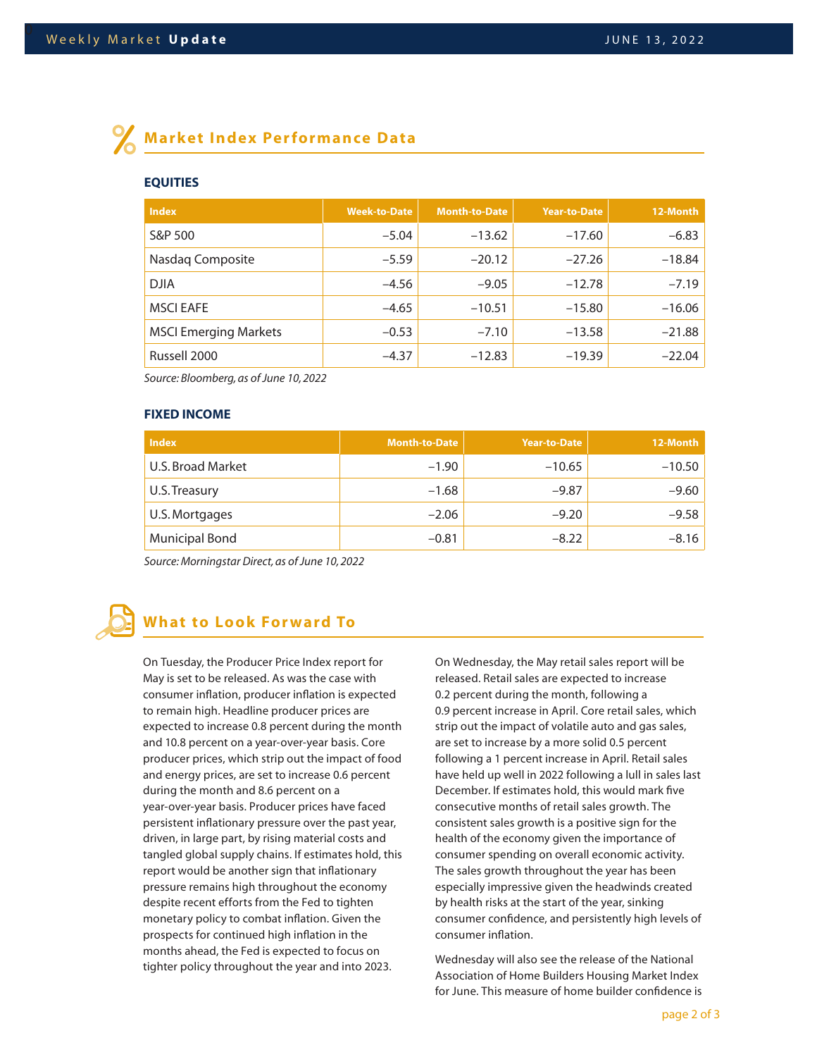## Market Index Performance Data

### EQUITIES

| Index | Week-to-Date | Month-to-Date | Year-to-Date | 12-Month |
|---|---:|---:|---:|---:|
| S&P 500 | −5.04 | −13.62 | −17.60 | −6.83 |
| Nasdaq Composite | −5.59 | −20.12 | −27.26 | −18.84 |
| DJIA | −4.56 | −9.05 | −12.78 | −7.19 |
| MSCI EAFE | −4.65 | −10.51 | −15.80 | −16.06 |
| MSCI Emerging Markets | −0.53 | −7.10 | −13.58 | −21.88 |
| Russell 2000 | −4.37 | −12.83 | −19.39 | −22.04 |

*Source: Bloomberg, as of June 10, 2022*

### FIXED INCOME

| Index | Month-to-Date | Year-to-Date | 12-Month |
|---|---:|---:|---:|
| U.S. Broad Market | −1.90 | −10.65 | −10.50 |
| U.S. Treasury | −1.68 | −9.87 | −9.60 |
| U.S. Mortgages | −2.06 | −9.20 | −9.58 |
| Municipal Bond | −0.81 | −8.22 | −8.16 |

*Source: Morningstar Direct, as of June 10, 2022*

## What to Look Forward To

On Tuesday, the Producer Price Index report for May is set to be released. As was the case with consumer inflation, producer inflation is expected to remain high. Headline producer prices are expected to increase 0.8 percent during the month and 10.8 percent on a year-over-year basis. Core producer prices, which strip out the impact of food and energy prices, are set to increase 0.6 percent during the month and 8.6 percent on a year-over-year basis. Producer prices have faced persistent inflationary pressure over the past year, driven, in large part, by rising material costs and tangled global supply chains. If estimates hold, this report would be another sign that inflationary pressure remains high throughout the economy despite recent efforts from the Fed to tighten monetary policy to combat inflation. Given the prospects for continued high inflation in the months ahead, the Fed is expected to focus on tighter policy throughout the year and into 2023.

On Wednesday, the May retail sales report will be released. Retail sales are expected to increase 0.2 percent during the month, following a 0.9 percent increase in April. Core retail sales, which strip out the impact of volatile auto and gas sales, are set to increase by a more solid 0.5 percent following a 1 percent increase in April. Retail sales have held up well in 2022 following a lull in sales last December. If estimates hold, this would mark five consecutive months of retail sales growth. The consistent sales growth is a positive sign for the health of the economy given the importance of consumer spending on overall economic activity. The sales growth throughout the year has been especially impressive given the headwinds created by health risks at the start of the year, sinking consumer confidence, and persistently high levels of consumer inflation.

Wednesday will also see the release of the National Association of Home Builders Housing Market Index for June. This measure of home builder confidence is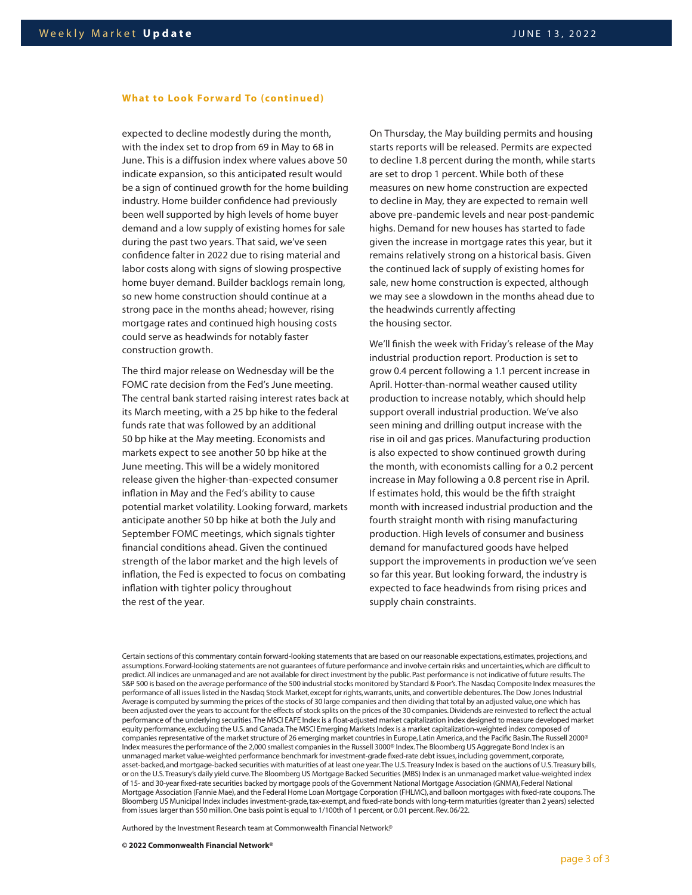### What to Look Forward To (continued)

expected to decline modestly during the month, with the index set to drop from 69 in May to 68 in June. This is a diffusion index where values above 50 indicate expansion, so this anticipated result would be a sign of continued growth for the home building industry. Home builder confidence had previously been well supported by high levels of home buyer demand and a low supply of existing homes for sale during the past two years. That said, we've seen confidence falter in 2022 due to rising material and labor costs along with signs of slowing prospective home buyer demand. Builder backlogs remain long, so new home construction should continue at a strong pace in the months ahead; however, rising mortgage rates and continued high housing costs could serve as headwinds for notably faster construction growth.

The third major release on Wednesday will be the FOMC rate decision from the Fed's June meeting. The central bank started raising interest rates back at its March meeting, with a 25 bp hike to the federal funds rate that was followed by an additional 50 bp hike at the May meeting. Economists and markets expect to see another 50 bp hike at the June meeting. This will be a widely monitored release given the higher-than-expected consumer inflation in May and the Fed's ability to cause potential market volatility. Looking forward, markets anticipate another 50 bp hike at both the July and September FOMC meetings, which signals tighter financial conditions ahead. Given the continued strength of the labor market and the high levels of inflation, the Fed is expected to focus on combating inflation with tighter policy throughout the rest of the year.

On Thursday, the May building permits and housing starts reports will be released. Permits are expected to decline 1.8 percent during the month, while starts are set to drop 1 percent. While both of these measures on new home construction are expected to decline in May, they are expected to remain well above pre-pandemic levels and near post-pandemic highs. Demand for new houses has started to fade given the increase in mortgage rates this year, but it remains relatively strong on a historical basis. Given the continued lack of supply of existing homes for sale, new home construction is expected, although we may see a slowdown in the months ahead due to the headwinds currently affecting the housing sector.

We'll finish the week with Friday's release of the May industrial production report. Production is set to grow 0.4 percent following a 1.1 percent increase in April. Hotter-than-normal weather caused utility production to increase notably, which should help support overall industrial production. We've also seen mining and drilling output increase with the rise in oil and gas prices. Manufacturing production is also expected to show continued growth during the month, with economists calling for a 0.2 percent increase in May following a 0.8 percent rise in April. If estimates hold, this would be the fifth straight month with increased industrial production and the fourth straight month with rising manufacturing production. High levels of consumer and business demand for manufactured goods have helped support the improvements in production we've seen so far this year. But looking forward, the industry is expected to face headwinds from rising prices and supply chain constraints.

Certain sections of this commentary contain forward-looking statements that are based on our reasonable expectations, estimates, projections, and assumptions. Forward-looking statements are not guarantees of future performance and involve certain risks and uncertainties, which are difficult to predict. All indices are unmanaged and are not available for direct investment by the public. Past performance is not indicative of future results. The S&P 500 is based on the average performance of the 500 industrial stocks monitored by Standard & Poor's. The Nasdaq Composite Index measures the performance of all issues listed in the Nasdaq Stock Market, except for rights, warrants, units, and convertible debentures. The Dow Jones Industrial Average is computed by summing the prices of the stocks of 30 large companies and then dividing that total by an adjusted value, one which has been adjusted over the years to account for the effects of stock splits on the prices of the 30 companies. Dividends are reinvested to reflect the actual performance of the underlying securities. The MSCI EAFE Index is a float-adjusted market capitalization index designed to measure developed market equity performance, excluding the U.S. and Canada. The MSCI Emerging Markets Index is a market capitalization-weighted index composed of companies representative of the market structure of 26 emerging market countries in Europe, Latin America, and the Pacific Basin. The Russell 2000® Index measures the performance of the 2,000 smallest companies in the Russell 3000® Index. The Bloomberg US Aggregate Bond Index is an unmanaged market value-weighted performance benchmark for investment-grade fixed-rate debt issues, including government, corporate, asset-backed, and mortgage-backed securities with maturities of at least one year. The U.S. Treasury Index is based on the auctions of U.S. Treasury bills, or on the U.S. Treasury's daily yield curve. The Bloomberg US Mortgage Backed Securities (MBS) Index is an unmanaged market value-weighted index of 15- and 30-year fixed-rate securities backed by mortgage pools of the Government National Mortgage Association (GNMA), Federal National Mortgage Association (Fannie Mae), and the Federal Home Loan Mortgage Corporation (FHLMC), and balloon mortgages with fixed-rate coupons. The Bloomberg US Municipal Index includes investment-grade, tax-exempt, and fixed-rate bonds with long-term maturities (greater than 2 years) selected from issues larger than $50 million. One basis point is equal to 1/100th of 1 percent, or 0.01 percent. Rev. 06/22.

Authored by the Investment Research team at Commonwealth Financial Network®

**© 2022 Commonwealth Financial Network®**